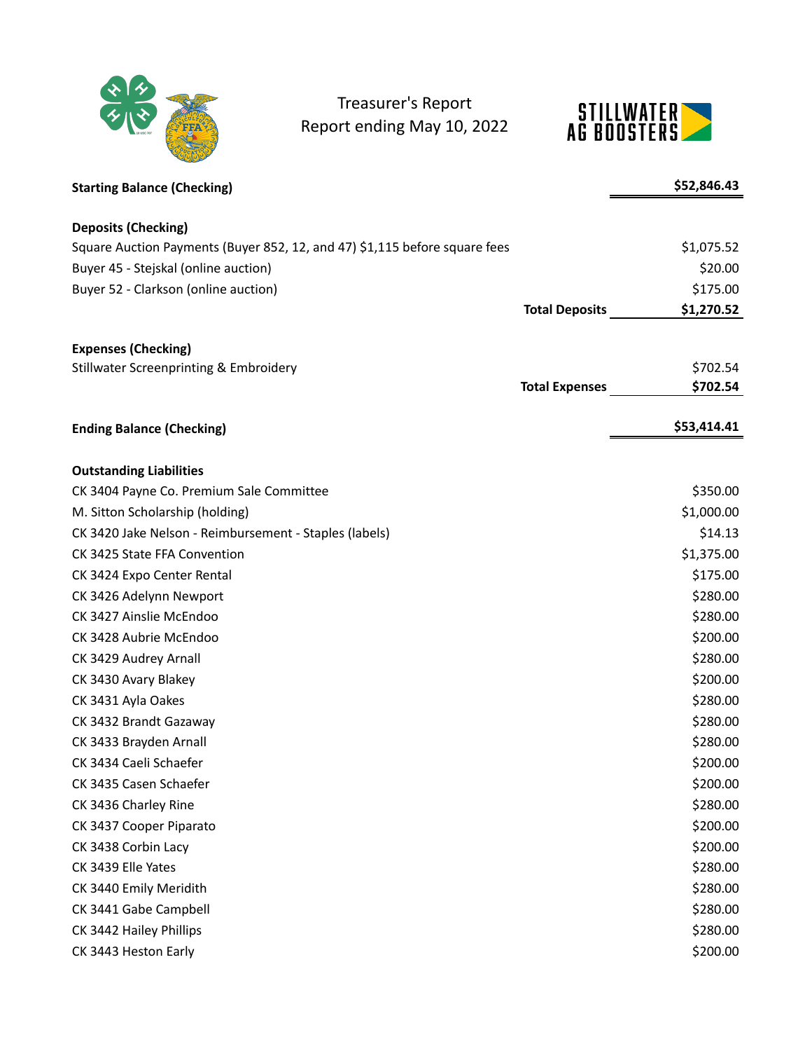# Treasurer's Report
Report ending May 10, 2022

STILLWATER AG BOOSTERS

| | | |
|---|---|---|
| **Starting Balance (Checking)** | | **$52,846.43** |
| | | |
| **Deposits (Checking)** | | |
| Square Auction Payments (Buyer 852, 12, and 47) $1,115 before square fees | | $1,075.52 |
| Buyer 45 - Stejskal (online auction) | | $20.00 |
| Buyer 52 - Clarkson (online auction) | | $175.00 |
| | **Total Deposits** | **$1,270.52** |
| | | |
| **Expenses (Checking)** | | |
| Stillwater Screenprinting & Embroidery | | $702.54 |
| | **Total Expenses** | **$702.54** |
| | | |
| **Ending Balance (Checking)** | | **$53,414.41** |
| | | |
| **Outstanding Liabilities** | | |
| CK 3404 Payne Co. Premium Sale Committee | | $350.00 |
| M. Sitton Scholarship (holding) | | $1,000.00 |
| CK 3420 Jake Nelson - Reimbursement - Staples (labels) | | $14.13 |
| CK 3425 State FFA Convention | | $1,375.00 |
| CK 3424 Expo Center Rental | | $175.00 |
| CK 3426 Adelynn Newport | | $280.00 |
| CK 3427 Ainslie McEndoo | | $280.00 |
| CK 3428 Aubrie McEndoo | | $200.00 |
| CK 3429 Audrey Arnall | | $280.00 |
| CK 3430 Avary Blakey | | $200.00 |
| CK 3431 Ayla Oakes | | $280.00 |
| CK 3432 Brandt Gazaway | | $280.00 |
| CK 3433 Brayden Arnall | | $280.00 |
| CK 3434 Caeli Schaefer | | $200.00 |
| CK 3435 Casen Schaefer | | $200.00 |
| CK 3436 Charley Rine | | $280.00 |
| CK 3437 Cooper Piparato | | $200.00 |
| CK 3438 Corbin Lacy | | $200.00 |
| CK 3439 Elle Yates | | $280.00 |
| CK 3440 Emily Meridith | | $280.00 |
| CK 3441 Gabe Campbell | | $280.00 |
| CK 3442 Hailey Phillips | | $280.00 |
| CK 3443 Heston Early | | $200.00 |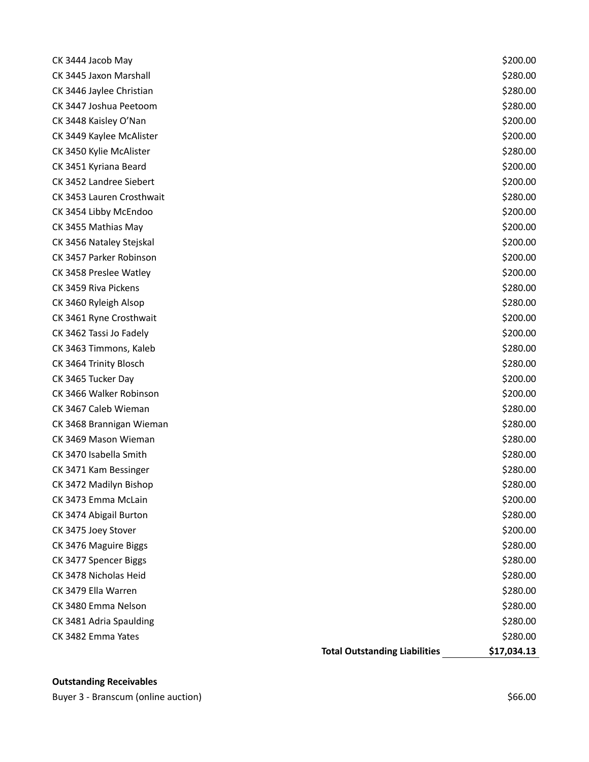| | | |
|---|---|---|
| CK 3444 Jacob May | | $200.00 |
| CK 3445 Jaxon Marshall | | $280.00 |
| CK 3446 Jaylee Christian | | $280.00 |
| CK 3447 Joshua Peetoom | | $280.00 |
| CK 3448 Kaisley O'Nan | | $200.00 |
| CK 3449 Kaylee McAlister | | $200.00 |
| CK 3450 Kylie McAlister | | $280.00 |
| CK 3451 Kyriana Beard | | $200.00 |
| CK 3452 Landree Siebert | | $200.00 |
| CK 3453 Lauren Crosthwait | | $280.00 |
| CK 3454 Libby McEndoo | | $200.00 |
| CK 3455 Mathias May | | $200.00 |
| CK 3456 Nataley Stejskal | | $200.00 |
| CK 3457 Parker Robinson | | $200.00 |
| CK 3458 Preslee Watley | | $200.00 |
| CK 3459 Riva Pickens | | $280.00 |
| CK 3460 Ryleigh Alsop | | $280.00 |
| CK 3461 Ryne Crosthwait | | $200.00 |
| CK 3462 Tassi Jo Fadely | | $200.00 |
| CK 3463 Timmons, Kaleb | | $280.00 |
| CK 3464 Trinity Blosch | | $280.00 |
| CK 3465 Tucker Day | | $200.00 |
| CK 3466 Walker Robinson | | $200.00 |
| CK 3467 Caleb Wieman | | $280.00 |
| CK 3468 Brannigan Wieman | | $280.00 |
| CK 3469 Mason Wieman | | $280.00 |
| CK 3470 Isabella Smith | | $280.00 |
| CK 3471 Kam Bessinger | | $280.00 |
| CK 3472 Madilyn Bishop | | $280.00 |
| CK 3473 Emma McLain | | $200.00 |
| CK 3474 Abigail Burton | | $280.00 |
| CK 3475 Joey Stover | | $200.00 |
| CK 3476 Maguire Biggs | | $280.00 |
| CK 3477 Spencer Biggs | | $280.00 |
| CK 3478 Nicholas Heid | | $280.00 |
| CK 3479 Ella Warren | | $280.00 |
| CK 3480 Emma Nelson | | $280.00 |
| CK 3481 Adria Spaulding | | $280.00 |
| CK 3482 Emma Yates | | $280.00 |
| | **Total Outstanding Liabilities** | **$17,034.13** |

**Outstanding Receivables**

| | |
|---|---|
| Buyer 3 - Branscum (online auction) | $66.00 |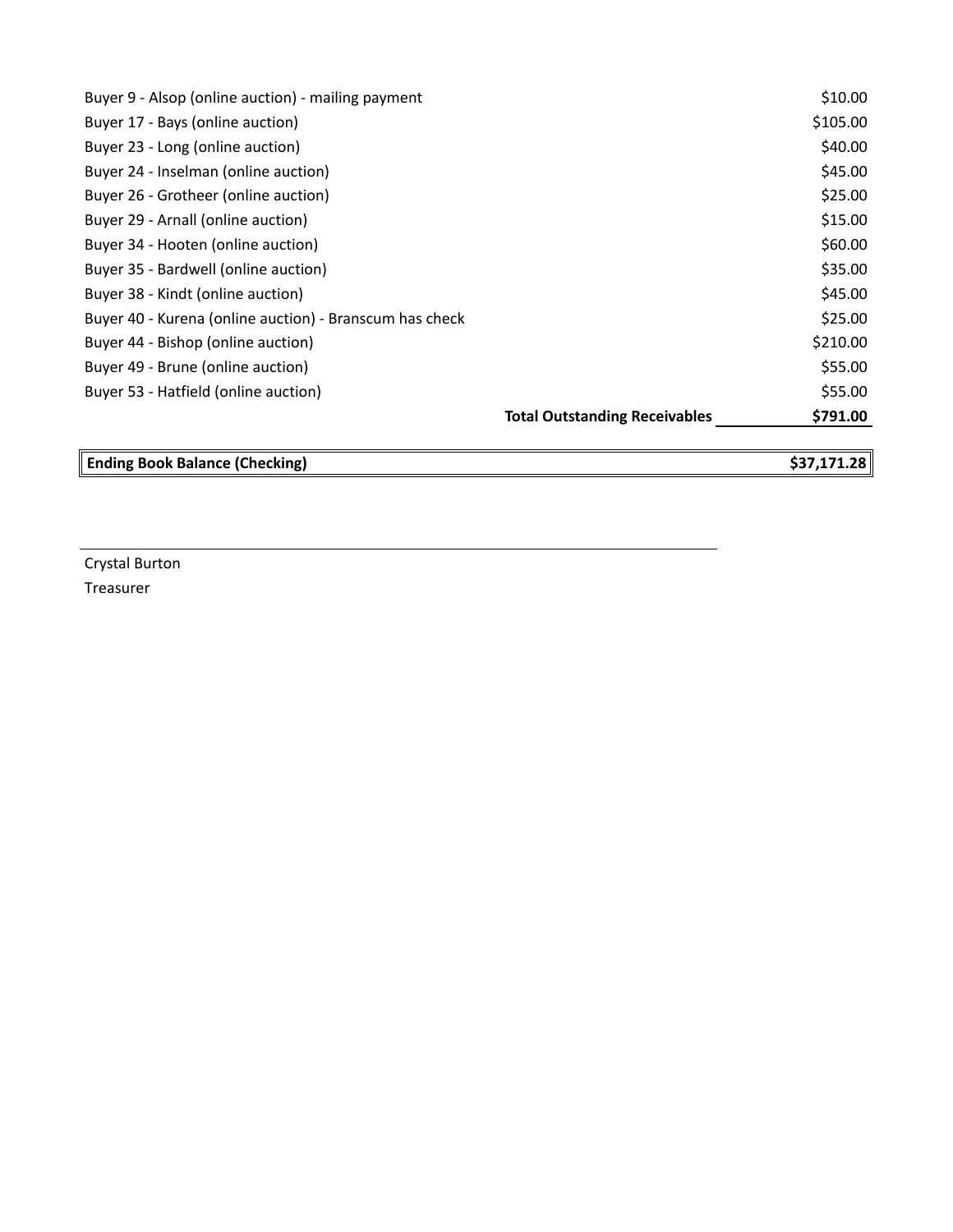| | |
|---|---|
| Buyer 9 - Alsop (online auction) - mailing payment | $10.00 |
| Buyer 17 - Bays (online auction) | $105.00 |
| Buyer 23 - Long (online auction) | $40.00 |
| Buyer 24 - Inselman (online auction) | $45.00 |
| Buyer 26 - Grotheer (online auction) | $25.00 |
| Buyer 29 - Arnall (online auction) | $15.00 |
| Buyer 34 - Hooten (online auction) | $60.00 |
| Buyer 35 - Bardwell (online auction) | $35.00 |
| Buyer 38 - Kindt (online auction) | $45.00 |
| Buyer 40 - Kurena (online auction) - Branscum has check | $25.00 |
| Buyer 44 - Bishop (online auction) | $210.00 |
| Buyer 49 - Brune (online auction) | $55.00 |
| Buyer 53 - Hatfield (online auction) | $55.00 |
| **Total Outstanding Receivables** | **$791.00** |

| | |
|---|---|
| **Ending Book Balance (Checking)** | **$37,171.28** |

Crystal Burton
Treasurer